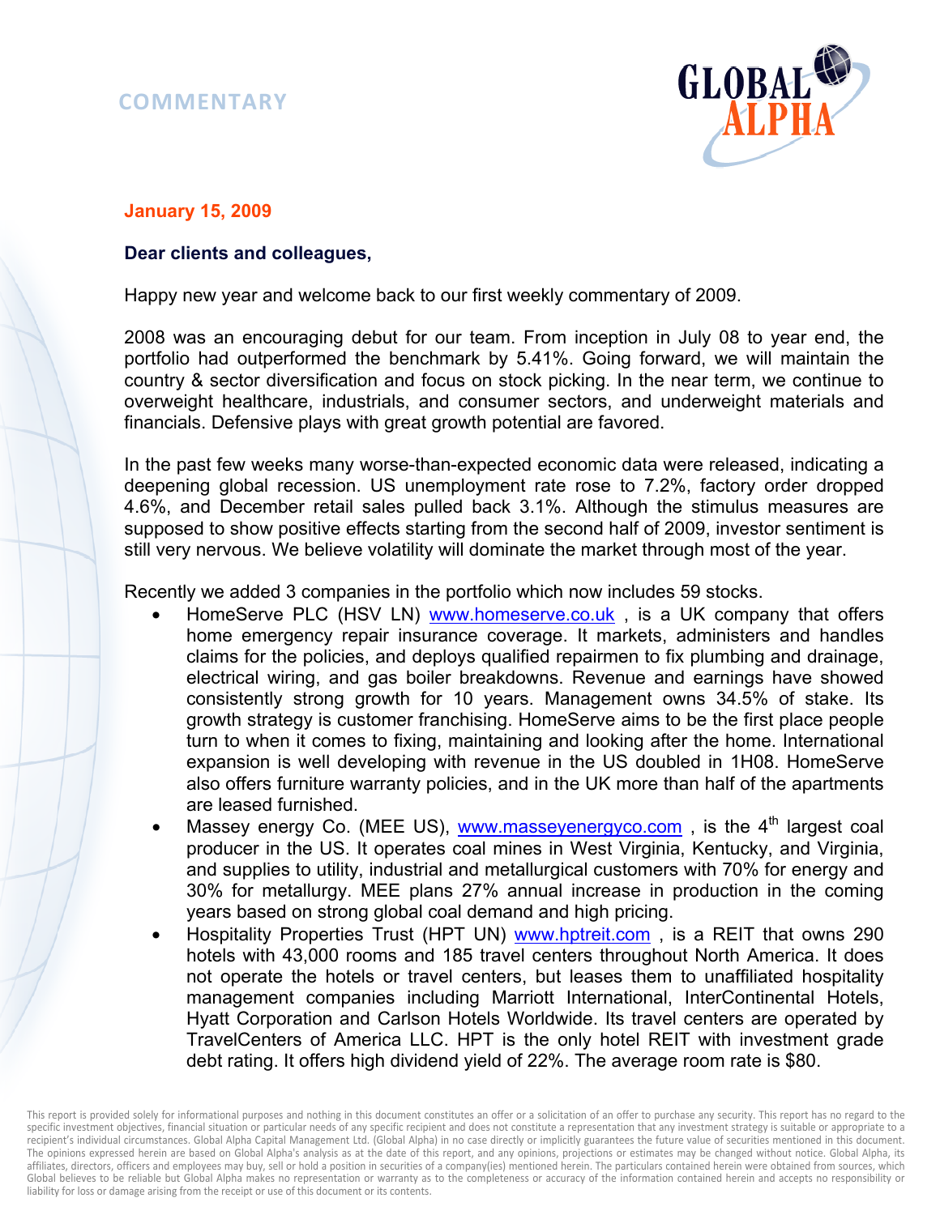# COMMENTARY

**January 15, 2009**

**Dear clients and colleagues,**

Happy new year and welcome back to our first weekly commentary of 2009.

2008 was an encouraging debut for our team. From inception in July 08 to year end, the portfolio had outperformed the benchmark by 5.41%. Going forward, we will maintain the country & sector diversification and focus on stock picking. In the near term, we continue to overweight healthcare, industrials, and consumer sectors, and underweight materials and financials. Defensive plays with great growth potential are favored.

In the past few weeks many worse-than-expected economic data were released, indicating a deepening global recession. US unemployment rate rose to 7.2%, factory order dropped 4.6%, and December retail sales pulled back 3.1%. Although the stimulus measures are supposed to show positive effects starting from the second half of 2009, investor sentiment is still very nervous. We believe volatility will dominate the market through most of the year.

Recently we added 3 companies in the portfolio which now includes 59 stocks.

- HomeServe PLC (HSV LN) www.homeserve.co.uk , is a UK company that offers home emergency repair insurance coverage. It markets, administers and handles claims for the policies, and deploys qualified repairmen to fix plumbing and drainage, electrical wiring, and gas boiler breakdowns. Revenue and earnings have showed consistently strong growth for 10 years. Management owns 34.5% of stake. Its growth strategy is customer franchising. HomeServe aims to be the first place people turn to when it comes to fixing, maintaining and looking after the home. International expansion is well developing with revenue in the US doubled in 1H08. HomeServe also offers furniture warranty policies, and in the UK more than half of the apartments are leased furnished.
- Massey energy Co. (MEE US), www.masseyenergyco.com , is the 4th largest coal producer in the US. It operates coal mines in West Virginia, Kentucky, and Virginia, and supplies to utility, industrial and metallurgical customers with 70% for energy and 30% for metallurgy. MEE plans 27% annual increase in production in the coming years based on strong global coal demand and high pricing.
- Hospitality Properties Trust (HPT UN) www.hptreit.com , is a REIT that owns 290 hotels with 43,000 rooms and 185 travel centers throughout North America. It does not operate the hotels or travel centers, but leases them to unaffiliated hospitality management companies including Marriott International, InterContinental Hotels, Hyatt Corporation and Carlson Hotels Worldwide. Its travel centers are operated by TravelCenters of America LLC. HPT is the only hotel REIT with investment grade debt rating. It offers high dividend yield of 22%. The average room rate is $80.

This report is provided solely for informational purposes and nothing in this document constitutes an offer or a solicitation of an offer to purchase any security. This report has no regard to the specific investment objectives, financial situation or particular needs of any specific recipient and does not constitute a representation that any investment strategy is suitable or appropriate to a recipient's individual circumstances. Global Alpha Capital Management Ltd. (Global Alpha) in no case directly or implicitly guarantees the future value of securities mentioned in this document. The opinions expressed herein are based on Global Alpha's analysis as at the date of this report, and any opinions, projections or estimates may be changed without notice. Global Alpha, its affiliates, directors, officers and employees may buy, sell or hold a position in securities of a company(ies) mentioned herein. The particulars contained herein were obtained from sources, which Global believes to be reliable but Global Alpha makes no representation or warranty as to the completeness or accuracy of the information contained herein and accepts no responsibility or liability for loss or damage arising from the receipt or use of this document or its contents.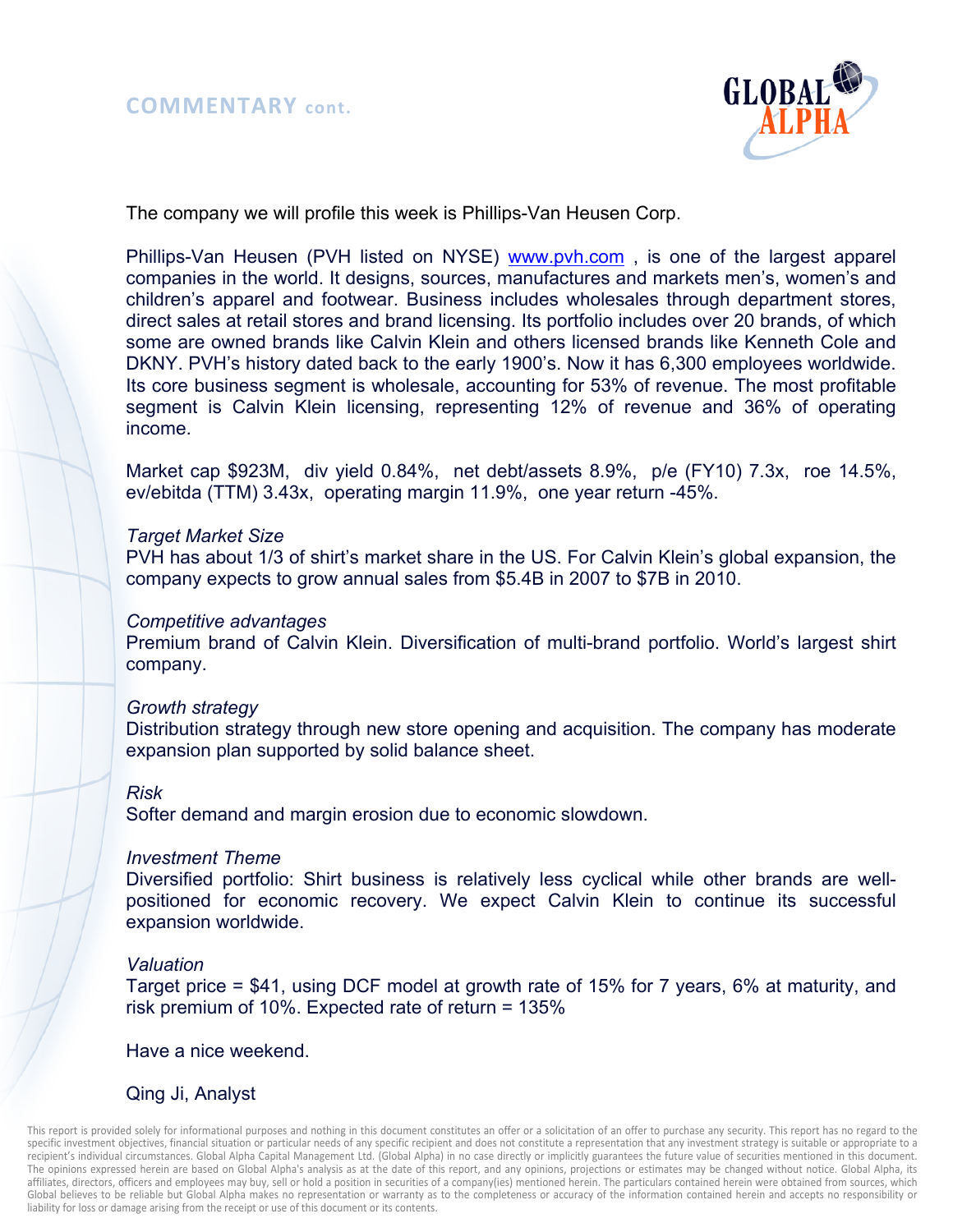## COMMENTARY cont.

The company we will profile this week is Phillips-Van Heusen Corp.

Phillips-Van Heusen (PVH listed on NYSE) [www.pvh.com](http://www.pvh.com) , is one of the largest apparel companies in the world. It designs, sources, manufactures and markets men's, women's and children's apparel and footwear. Business includes wholesales through department stores, direct sales at retail stores and brand licensing. Its portfolio includes over 20 brands, of which some are owned brands like Calvin Klein and others licensed brands like Kenneth Cole and DKNY. PVH's history dated back to the early 1900's. Now it has 6,300 employees worldwide. Its core business segment is wholesale, accounting for 53% of revenue. The most profitable segment is Calvin Klein licensing, representing 12% of revenue and 36% of operating income.

Market cap $923M, div yield 0.84%, net debt/assets 8.9%, p/e (FY10) 7.3x, roe 14.5%, ev/ebitda (TTM) 3.43x, operating margin 11.9%, one year return -45%.

*Target Market Size*
PVH has about 1/3 of shirt's market share in the US. For Calvin Klein's global expansion, the company expects to grow annual sales from $5.4B in 2007 to $7B in 2010.

*Competitive advantages*
Premium brand of Calvin Klein. Diversification of multi-brand portfolio. World's largest shirt company.

*Growth strategy*
Distribution strategy through new store opening and acquisition. The company has moderate expansion plan supported by solid balance sheet.

*Risk*
Softer demand and margin erosion due to economic slowdown.

*Investment Theme*
Diversified portfolio: Shirt business is relatively less cyclical while other brands are well-positioned for economic recovery. We expect Calvin Klein to continue its successful expansion worldwide.

*Valuation*
Target price = $41, using DCF model at growth rate of 15% for 7 years, 6% at maturity, and risk premium of 10%. Expected rate of return = 135%

Have a nice weekend.

Qing Ji, Analyst

This report is provided solely for informational purposes and nothing in this document constitutes an offer or a solicitation of an offer to purchase any security. This report has no regard to the specific investment objectives, financial situation or particular needs of any specific recipient and does not constitute a representation that any investment strategy is suitable or appropriate to a recipient's individual circumstances. Global Alpha Capital Management Ltd. (Global Alpha) in no case directly or implicitly guarantees the future value of securities mentioned in this document. The opinions expressed herein are based on Global Alpha's analysis as at the date of this report, and any opinions, projections or estimates may be changed without notice. Global Alpha, its affiliates, directors, officers and employees may buy, sell or hold a position in securities of a company(ies) mentioned herein. The particulars contained herein were obtained from sources, which Global believes to be reliable but Global Alpha makes no representation or warranty as to the completeness or accuracy of the information contained herein and accepts no responsibility or liability for loss or damage arising from the receipt or use of this document or its contents.